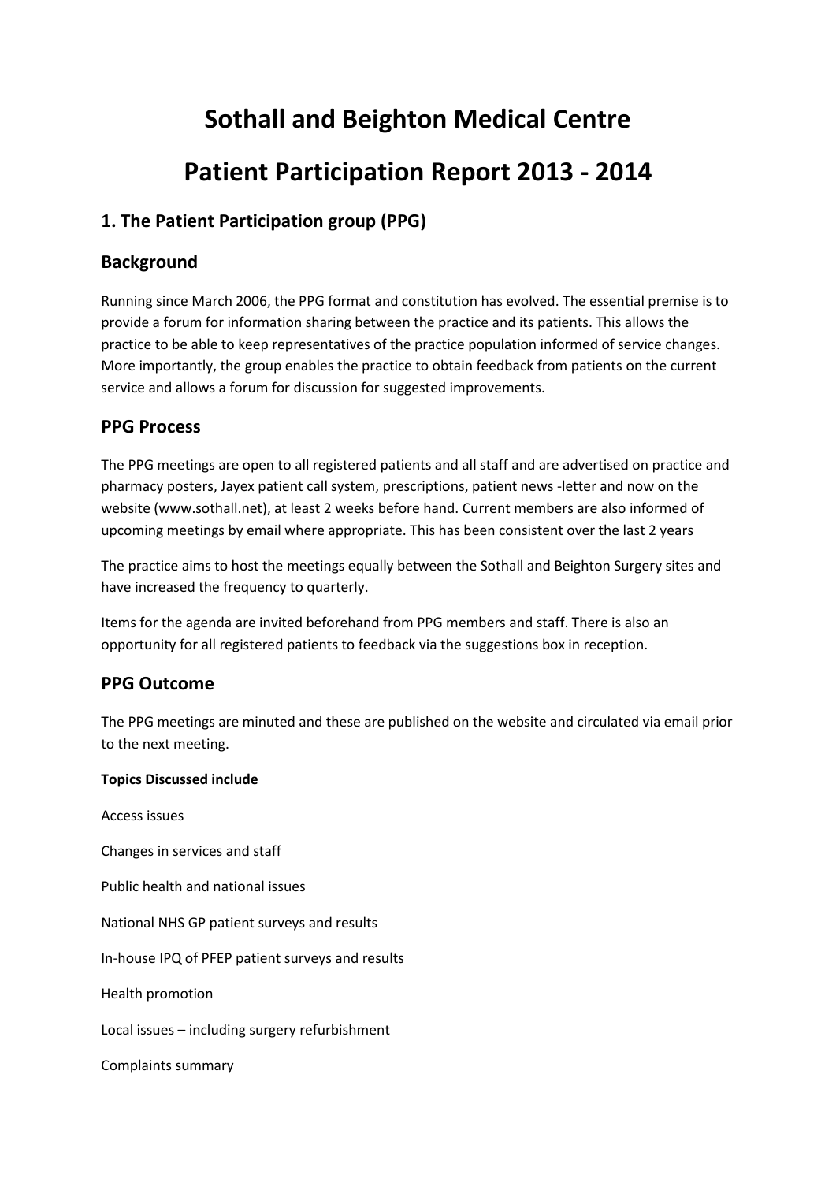# Sothall and Beighton Medical Centre

# Patient Participation Report 2013 - 2014

## 1. The Patient Participation group (PPG)

## Background

Running since March 2006, the PPG format and constitution has evolved. The essential premise is to provide a forum for information sharing between the practice and its patients. This allows the practice to be able to keep representatives of the practice population informed of service changes. More importantly, the group enables the practice to obtain feedback from patients on the current service and allows a forum for discussion for suggested improvements.

## PPG Process

The PPG meetings are open to all registered patients and all staff and are advertised on practice and pharmacy posters, Jayex patient call system, prescriptions, patient news -letter and now on the website (www.sothall.net), at least 2 weeks before hand. Current members are also informed of upcoming meetings by email where appropriate. This has been consistent over the last 2 years

The practice aims to host the meetings equally between the Sothall and Beighton Surgery sites and have increased the frequency to quarterly.

Items for the agenda are invited beforehand from PPG members and staff. There is also an opportunity for all registered patients to feedback via the suggestions box in reception.

## PPG Outcome

The PPG meetings are minuted and these are published on the website and circulated via email prior to the next meeting.

**Topics Discussed include**

Access issues

Changes in services and staff

Public health and national issues

National NHS GP patient surveys and results

In-house IPQ of PFEP patient surveys and results

Health promotion

Local issues – including surgery refurbishment

Complaints summary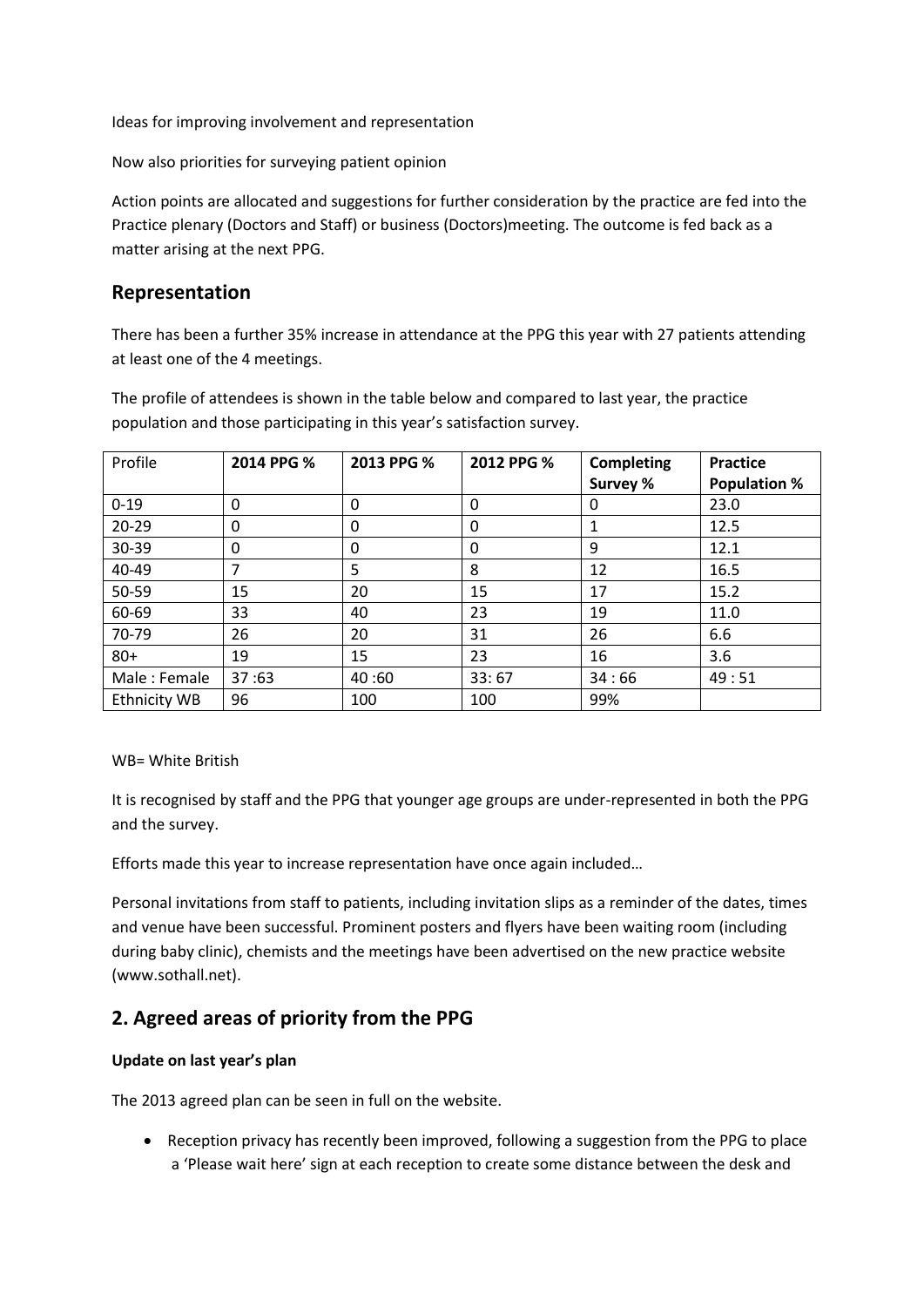Ideas for improving involvement and representation

Now also priorities for surveying patient opinion

Action points are allocated and suggestions for further consideration by the practice are fed into the Practice plenary (Doctors and Staff) or business (Doctors)meeting. The outcome is fed back as a matter arising at the next PPG.

## Representation

There has been a further 35% increase in attendance at the PPG this year with 27 patients attending at least one of the 4 meetings.

The profile of attendees is shown in the table below and compared to last year, the practice population and those participating in this year's satisfaction survey.

| Profile | **2014 PPG %** | **2013 PPG %** | **2012 PPG %** | **Completing Survey %** | **Practice Population %** |
|---|---|---|---|---|---|
| 0-19 | 0 | 0 | 0 | 0 | 23.0 |
| 20-29 | 0 | 0 | 0 | 1 | 12.5 |
| 30-39 | 0 | 0 | 0 | 9 | 12.1 |
| 40-49 | 7 | 5 | 8 | 12 | 16.5 |
| 50-59 | 15 | 20 | 15 | 17 | 15.2 |
| 60-69 | 33 | 40 | 23 | 19 | 11.0 |
| 70-79 | 26 | 20 | 31 | 26 | 6.6 |
| 80+ | 19 | 15 | 23 | 16 | 3.6 |
| Male : Female | 37 :63 | 40 :60 | 33: 67 | 34 : 66 | 49 : 51 |
| Ethnicity WB | 96 | 100 | 100 | 99% | |

WB= White British

It is recognised by staff and the PPG that younger age groups are under-represented in both the PPG and the survey.

Efforts made this year to increase representation have once again included…

Personal invitations from staff to patients, including invitation slips as a reminder of the dates, times and venue have been successful. Prominent posters and flyers have been waiting room (including during baby clinic), chemists and the meetings have been advertised on the new practice website (www.sothall.net).

## 2. Agreed areas of priority from the PPG

**Update on last year's plan**

The 2013 agreed plan can be seen in full on the website.

- Reception privacy has recently been improved, following a suggestion from the PPG to place a 'Please wait here' sign at each reception to create some distance between the desk and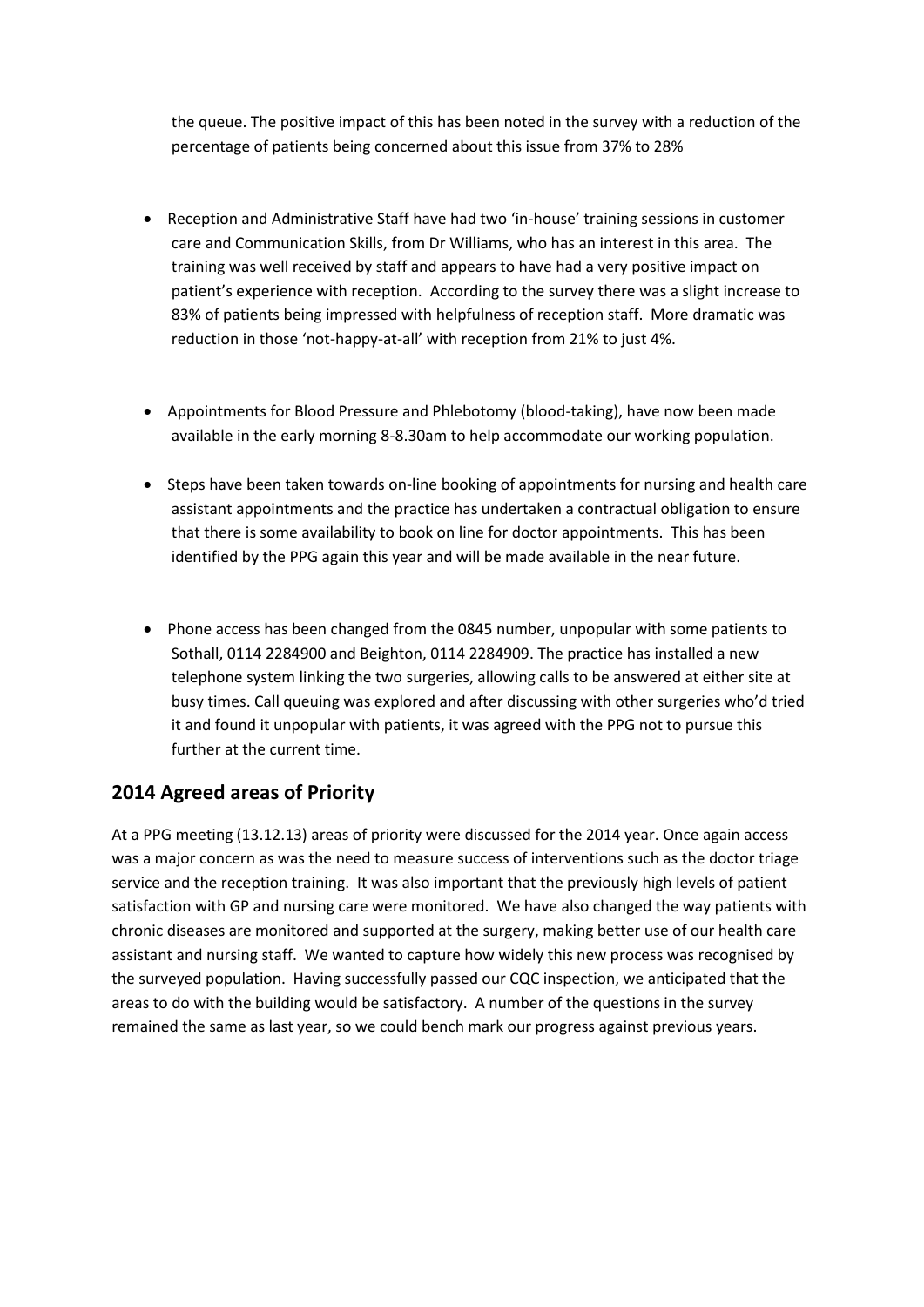the queue. The positive impact of this has been noted in the survey with a reduction of the percentage of patients being concerned about this issue from 37% to 28%

- Reception and Administrative Staff have had two 'in-house' training sessions in customer care and Communication Skills, from Dr Williams, who has an interest in this area. The training was well received by staff and appears to have had a very positive impact on patient's experience with reception. According to the survey there was a slight increase to 83% of patients being impressed with helpfulness of reception staff. More dramatic was reduction in those 'not-happy-at-all' with reception from 21% to just 4%.

- Appointments for Blood Pressure and Phlebotomy (blood-taking), have now been made available in the early morning 8-8.30am to help accommodate our working population.

- Steps have been taken towards on-line booking of appointments for nursing and health care assistant appointments and the practice has undertaken a contractual obligation to ensure that there is some availability to book on line for doctor appointments. This has been identified by the PPG again this year and will be made available in the near future.

- Phone access has been changed from the 0845 number, unpopular with some patients to Sothall, 0114 2284900 and Beighton, 0114 2284909. The practice has installed a new telephone system linking the two surgeries, allowing calls to be answered at either site at busy times. Call queuing was explored and after discussing with other surgeries who'd tried it and found it unpopular with patients, it was agreed with the PPG not to pursue this further at the current time.

## 2014 Agreed areas of Priority

At a PPG meeting (13.12.13) areas of priority were discussed for the 2014 year. Once again access was a major concern as was the need to measure success of interventions such as the doctor triage service and the reception training. It was also important that the previously high levels of patient satisfaction with GP and nursing care were monitored. We have also changed the way patients with chronic diseases are monitored and supported at the surgery, making better use of our health care assistant and nursing staff. We wanted to capture how widely this new process was recognised by the surveyed population. Having successfully passed our CQC inspection, we anticipated that the areas to do with the building would be satisfactory. A number of the questions in the survey remained the same as last year, so we could bench mark our progress against previous years.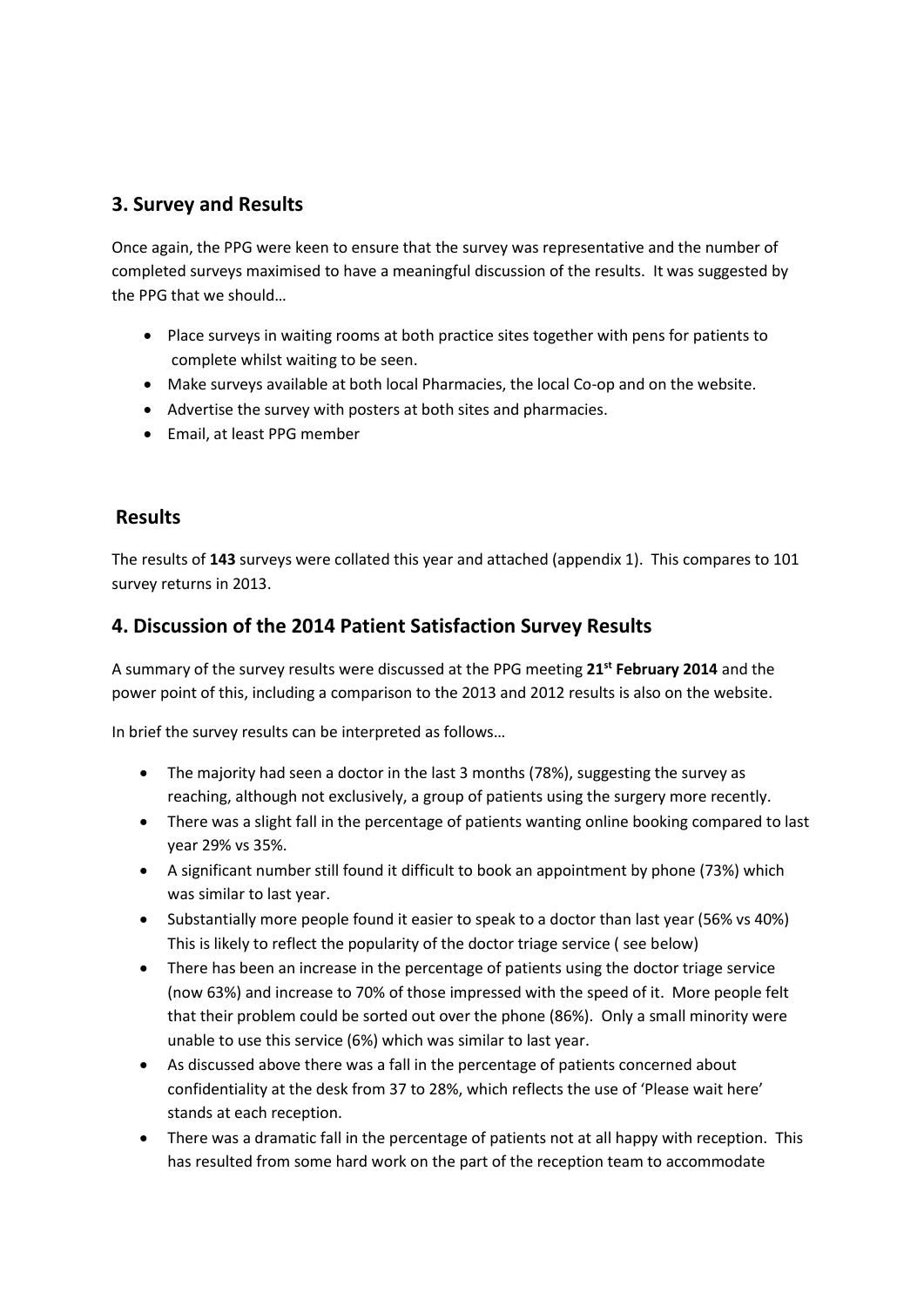## 3. Survey and Results

Once again, the PPG were keen to ensure that the survey was representative and the number of completed surveys maximised to have a meaningful discussion of the results. It was suggested by the PPG that we should…

- Place surveys in waiting rooms at both practice sites together with pens for patients to complete whilst waiting to be seen.
- Make surveys available at both local Pharmacies, the local Co-op and on the website.
- Advertise the survey with posters at both sites and pharmacies.
- Email, at least PPG member

## Results

The results of **143** surveys were collated this year and attached (appendix 1). This compares to 101 survey returns in 2013.

## 4. Discussion of the 2014 Patient Satisfaction Survey Results

A summary of the survey results were discussed at the PPG meeting **21st February 2014** and the power point of this, including a comparison to the 2013 and 2012 results is also on the website.

In brief the survey results can be interpreted as follows…

- The majority had seen a doctor in the last 3 months (78%), suggesting the survey as reaching, although not exclusively, a group of patients using the surgery more recently.
- There was a slight fall in the percentage of patients wanting online booking compared to last year 29% vs 35%.
- A significant number still found it difficult to book an appointment by phone (73%) which was similar to last year.
- Substantially more people found it easier to speak to a doctor than last year (56% vs 40%) This is likely to reflect the popularity of the doctor triage service ( see below)
- There has been an increase in the percentage of patients using the doctor triage service (now 63%) and increase to 70% of those impressed with the speed of it. More people felt that their problem could be sorted out over the phone (86%). Only a small minority were unable to use this service (6%) which was similar to last year.
- As discussed above there was a fall in the percentage of patients concerned about confidentiality at the desk from 37 to 28%, which reflects the use of 'Please wait here' stands at each reception.
- There was a dramatic fall in the percentage of patients not at all happy with reception. This has resulted from some hard work on the part of the reception team to accommodate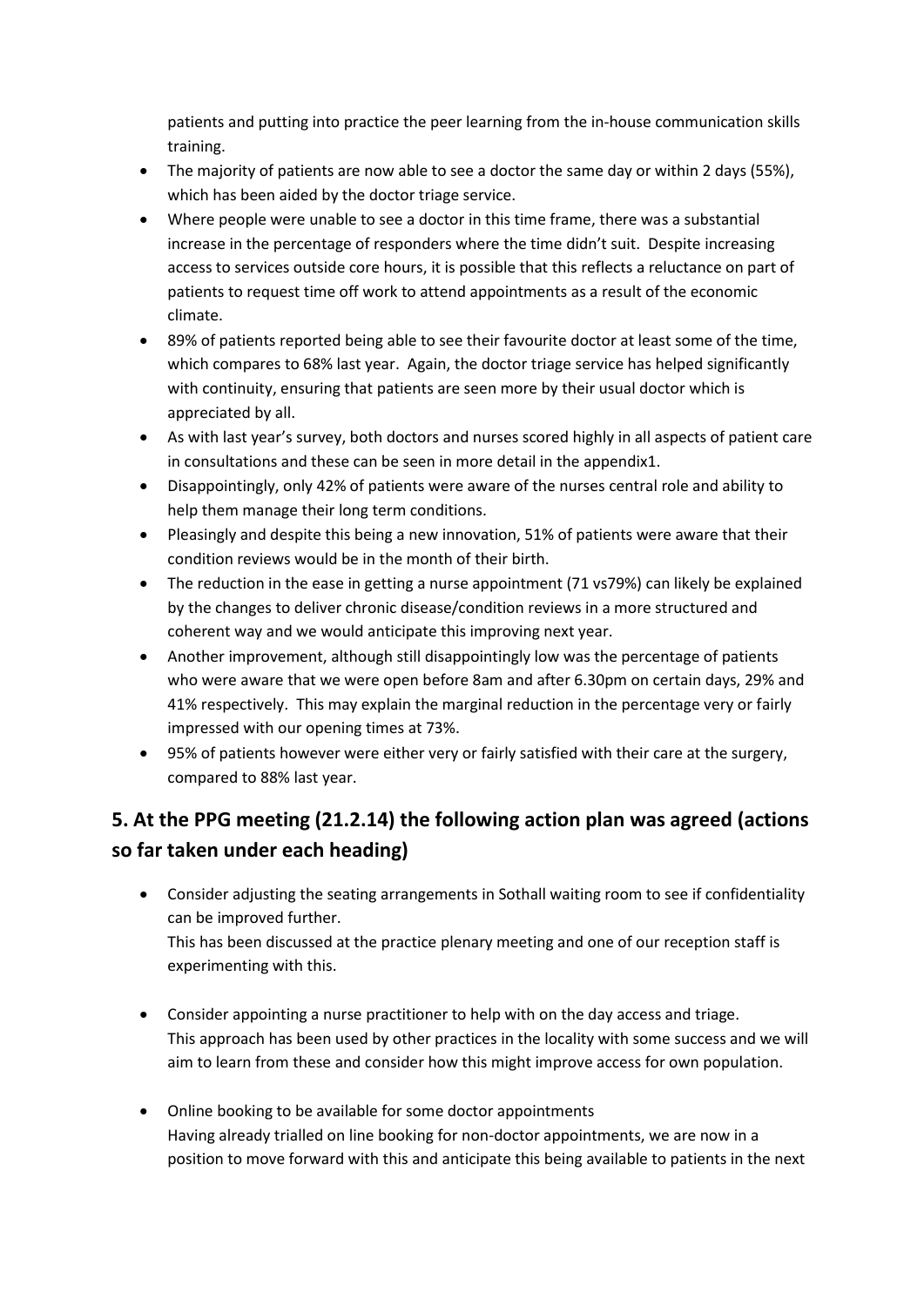patients and putting into practice the peer learning from the in-house communication skills training.

- The majority of patients are now able to see a doctor the same day or within 2 days (55%), which has been aided by the doctor triage service.
- Where people were unable to see a doctor in this time frame, there was a substantial increase in the percentage of responders where the time didn't suit. Despite increasing access to services outside core hours, it is possible that this reflects a reluctance on part of patients to request time off work to attend appointments as a result of the economic climate.
- 89% of patients reported being able to see their favourite doctor at least some of the time, which compares to 68% last year. Again, the doctor triage service has helped significantly with continuity, ensuring that patients are seen more by their usual doctor which is appreciated by all.
- As with last year's survey, both doctors and nurses scored highly in all aspects of patient care in consultations and these can be seen in more detail in the appendix1.
- Disappointingly, only 42% of patients were aware of the nurses central role and ability to help them manage their long term conditions.
- Pleasingly and despite this being a new innovation, 51% of patients were aware that their condition reviews would be in the month of their birth.
- The reduction in the ease in getting a nurse appointment (71 vs79%) can likely be explained by the changes to deliver chronic disease/condition reviews in a more structured and coherent way and we would anticipate this improving next year.
- Another improvement, although still disappointingly low was the percentage of patients who were aware that we were open before 8am and after 6.30pm on certain days, 29% and 41% respectively. This may explain the marginal reduction in the percentage very or fairly impressed with our opening times at 73%.
- 95% of patients however were either very or fairly satisfied with their care at the surgery, compared to 88% last year.

## 5. At the PPG meeting (21.2.14) the following action plan was agreed (actions so far taken under each heading)

- Consider adjusting the seating arrangements in Sothall waiting room to see if confidentiality can be improved further.
  This has been discussed at the practice plenary meeting and one of our reception staff is experimenting with this.

- Consider appointing a nurse practitioner to help with on the day access and triage.
  This approach has been used by other practices in the locality with some success and we will aim to learn from these and consider how this might improve access for own population.

- Online booking to be available for some doctor appointments
  Having already trialled on line booking for non-doctor appointments, we are now in a position to move forward with this and anticipate this being available to patients in the next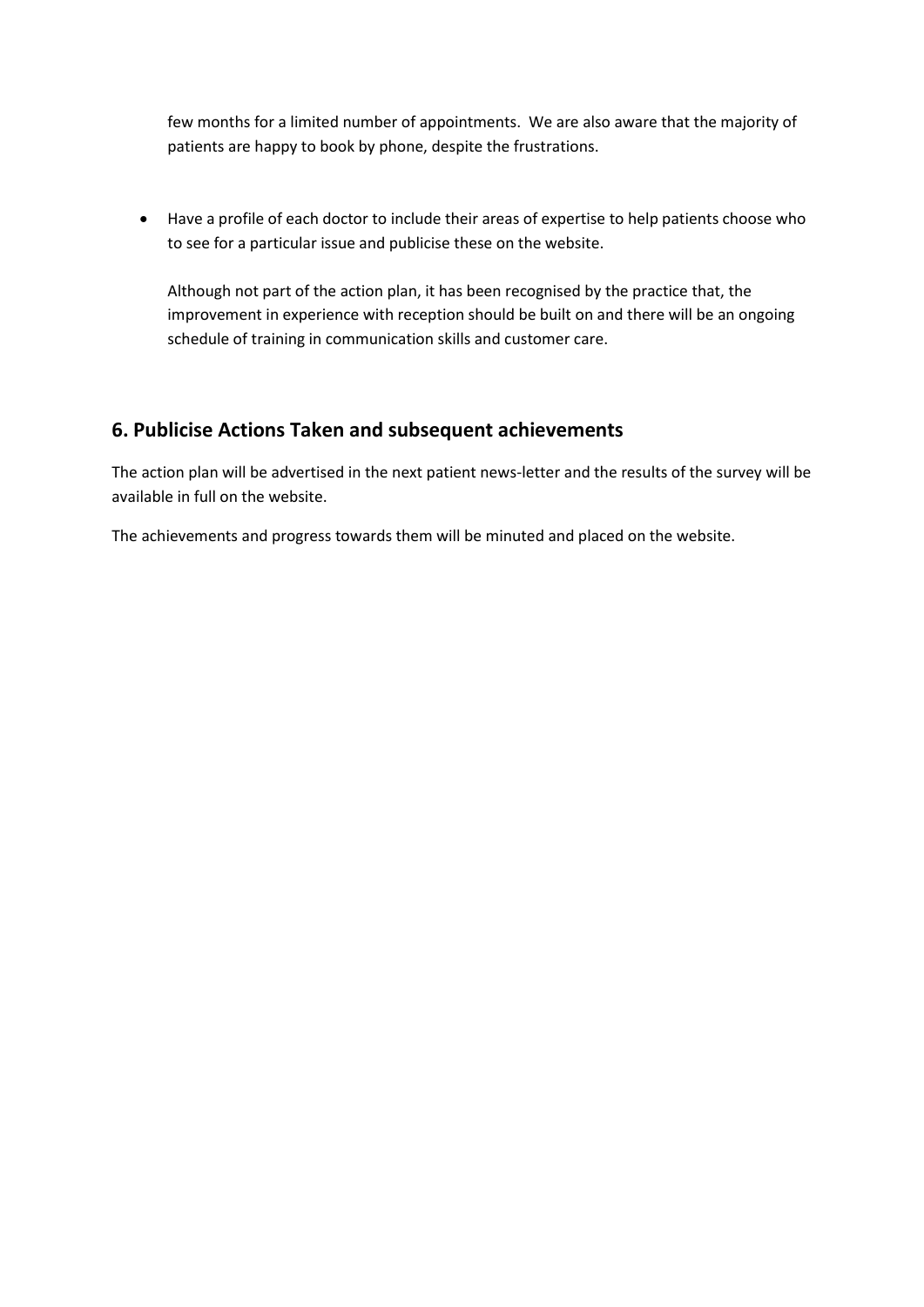few months for a limited number of appointments. We are also aware that the majority of patients are happy to book by phone, despite the frustrations.

- Have a profile of each doctor to include their areas of expertise to help patients choose who to see for a particular issue and publicise these on the website.

  Although not part of the action plan, it has been recognised by the practice that, the improvement in experience with reception should be built on and there will be an ongoing schedule of training in communication skills and customer care.

## 6. Publicise Actions Taken and subsequent achievements

The action plan will be advertised in the next patient news-letter and the results of the survey will be available in full on the website.

The achievements and progress towards them will be minuted and placed on the website.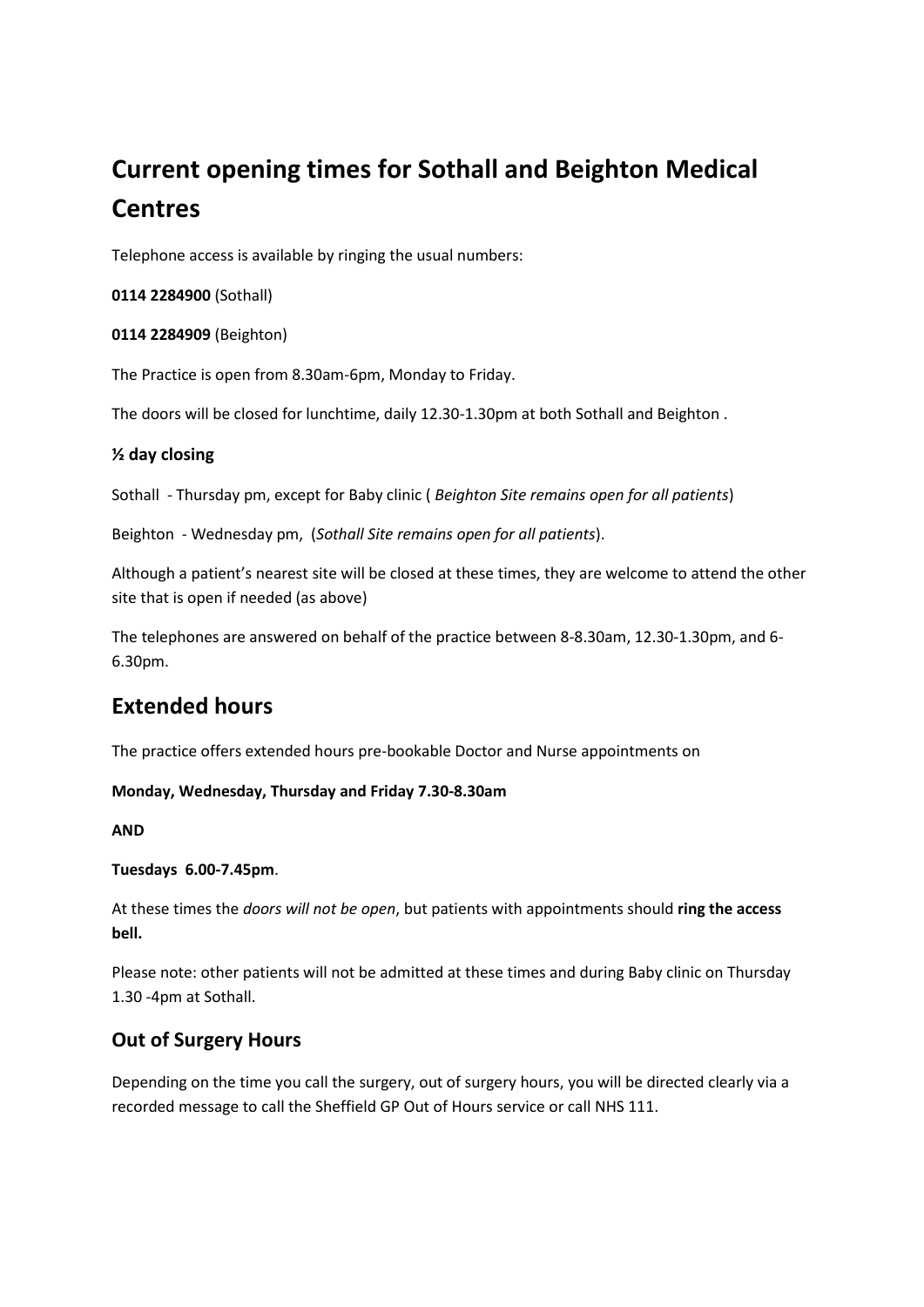# Current opening times for Sothall and Beighton Medical Centres

Telephone access is available by ringing the usual numbers:

**0114 2284900** (Sothall)

**0114 2284909** (Beighton)

The Practice is open from 8.30am-6pm, Monday to Friday.

The doors will be closed for lunchtime, daily 12.30-1.30pm at both Sothall and Beighton .

### ½ day closing

Sothall - Thursday pm, except for Baby clinic ( *Beighton Site remains open for all patients*)

Beighton - Wednesday pm, (*Sothall Site remains open for all patients*).

Although a patient's nearest site will be closed at these times, they are welcome to attend the other site that is open if needed (as above)

The telephones are answered on behalf of the practice between 8-8.30am, 12.30-1.30pm, and 6-6.30pm.

## Extended hours

The practice offers extended hours pre-bookable Doctor and Nurse appointments on

**Monday, Wednesday, Thursday and Friday 7.30-8.30am**

**AND**

**Tuesdays 6.00-7.45pm**.

At these times the *doors will not be open*, but patients with appointments should **ring the access bell.**

Please note: other patients will not be admitted at these times and during Baby clinic on Thursday 1.30 -4pm at Sothall.

### Out of Surgery Hours

Depending on the time you call the surgery, out of surgery hours, you will be directed clearly via a recorded message to call the Sheffield GP Out of Hours service or call NHS 111.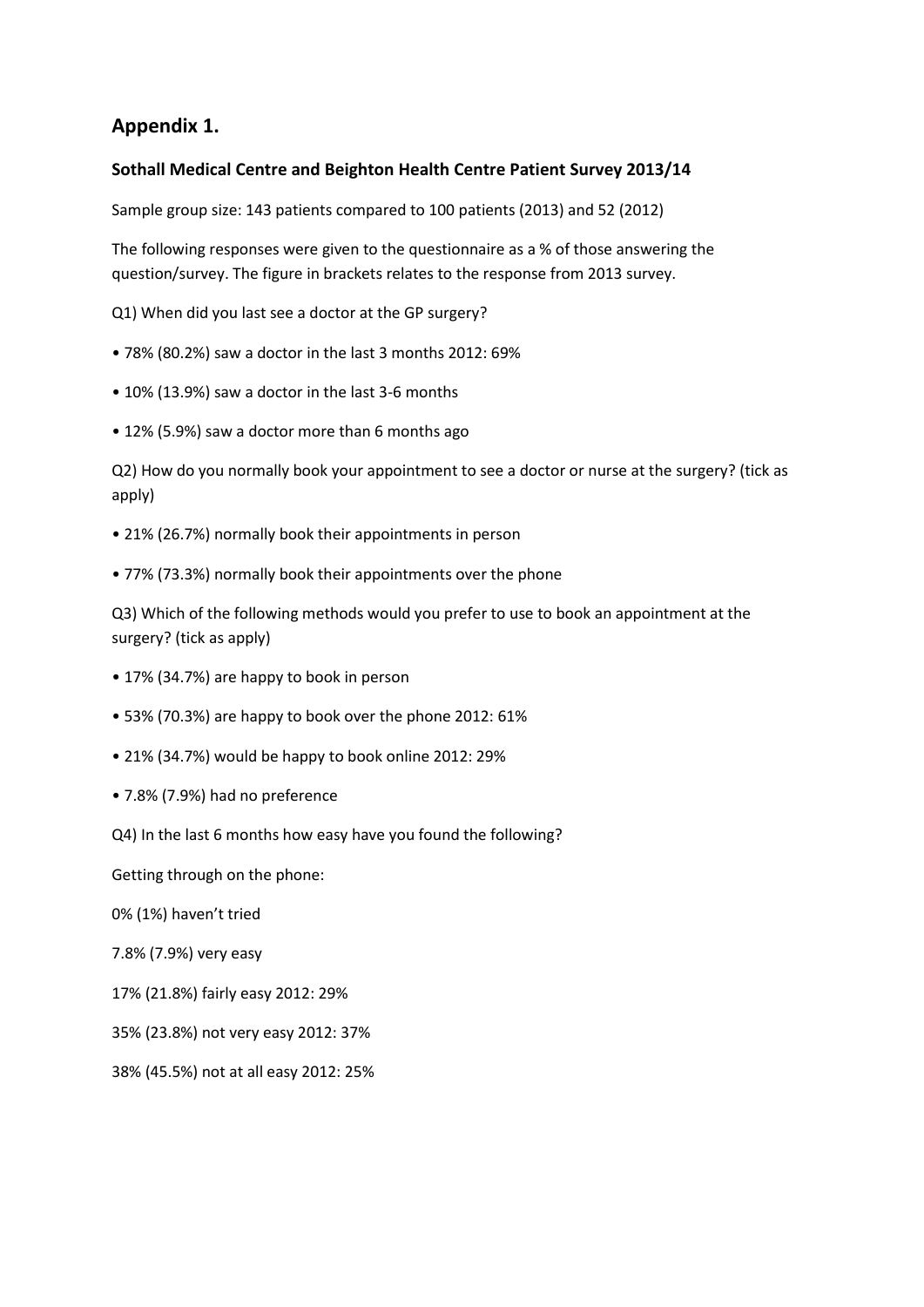## Appendix 1.

**Sothall Medical Centre and Beighton Health Centre Patient Survey 2013/14**

Sample group size: 143 patients compared to 100 patients (2013) and 52 (2012)

The following responses were given to the questionnaire as a % of those answering the question/survey. The figure in brackets relates to the response from 2013 survey.

Q1) When did you last see a doctor at the GP surgery?

- 78% (80.2%) saw a doctor in the last 3 months 2012: 69%
- 10% (13.9%) saw a doctor in the last 3-6 months
- 12% (5.9%) saw a doctor more than 6 months ago

Q2) How do you normally book your appointment to see a doctor or nurse at the surgery? (tick as apply)

- 21% (26.7%) normally book their appointments in person
- 77% (73.3%) normally book their appointments over the phone

Q3) Which of the following methods would you prefer to use to book an appointment at the surgery? (tick as apply)

- 17% (34.7%) are happy to book in person
- 53% (70.3%) are happy to book over the phone 2012: 61%
- 21% (34.7%) would be happy to book online 2012: 29%
- 7.8% (7.9%) had no preference

Q4) In the last 6 months how easy have you found the following?

Getting through on the phone:

0% (1%) haven't tried

7.8% (7.9%) very easy

17% (21.8%) fairly easy 2012: 29%

35% (23.8%) not very easy 2012: 37%

38% (45.5%) not at all easy 2012: 25%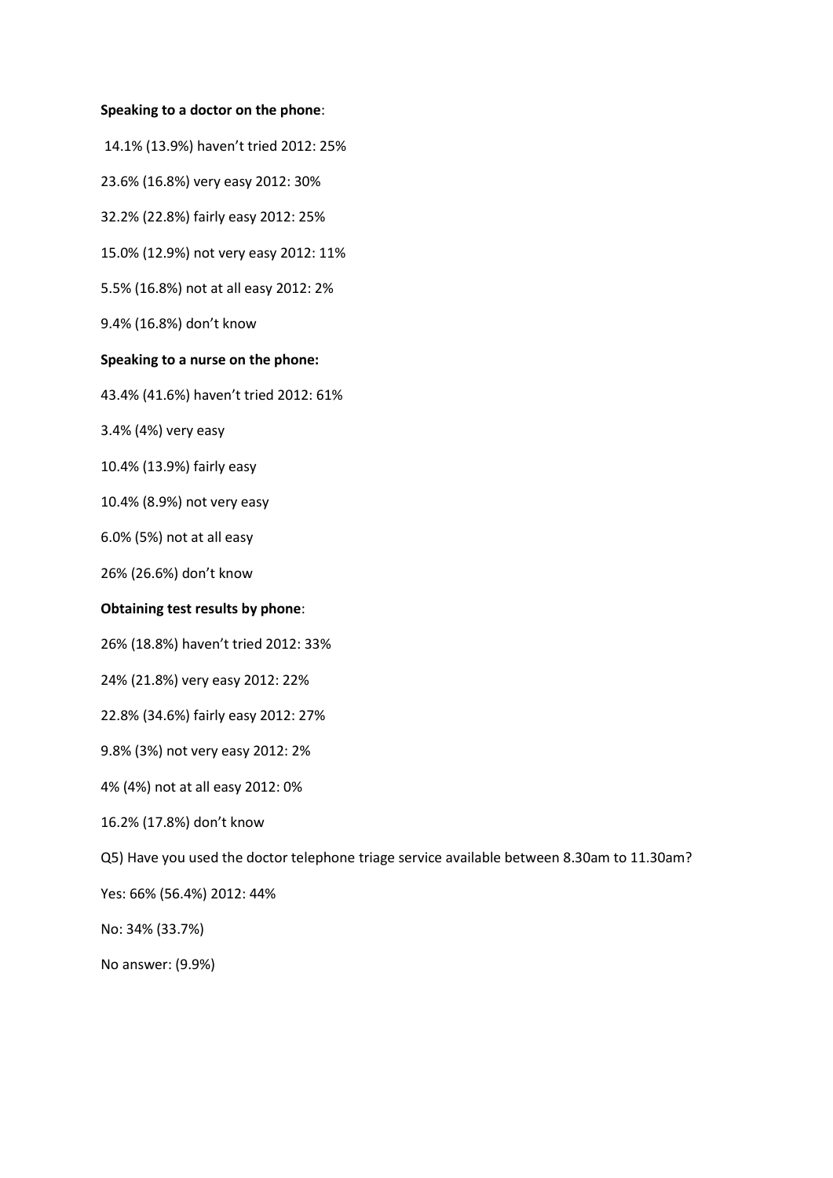**Speaking to a doctor on the phone**:

14.1% (13.9%) haven't tried 2012: 25%

23.6% (16.8%) very easy 2012: 30%

32.2% (22.8%) fairly easy 2012: 25%

15.0% (12.9%) not very easy 2012: 11%

5.5% (16.8%) not at all easy 2012: 2%

9.4% (16.8%) don't know

**Speaking to a nurse on the phone:**

43.4% (41.6%) haven't tried 2012: 61%

3.4% (4%) very easy

10.4% (13.9%) fairly easy

10.4% (8.9%) not very easy

6.0% (5%) not at all easy

26% (26.6%) don't know

**Obtaining test results by phone**:

26% (18.8%) haven't tried 2012: 33%

24% (21.8%) very easy 2012: 22%

22.8% (34.6%) fairly easy 2012: 27%

9.8% (3%) not very easy 2012: 2%

4% (4%) not at all easy 2012: 0%

16.2% (17.8%) don't know

Q5) Have you used the doctor telephone triage service available between 8.30am to 11.30am?

Yes: 66% (56.4%) 2012: 44%

No: 34% (33.7%)

No answer: (9.9%)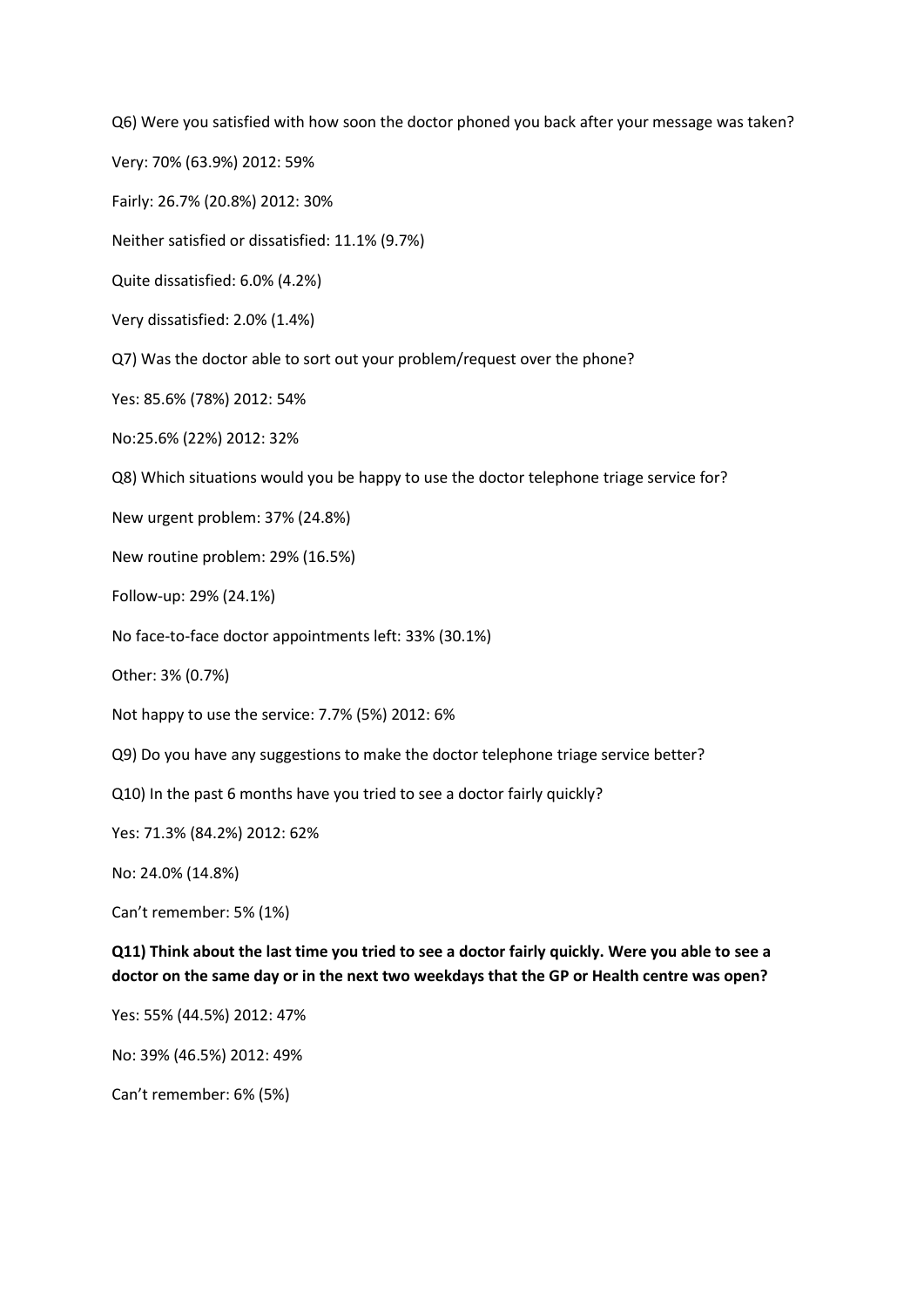Q6) Were you satisfied with how soon the doctor phoned you back after your message was taken?

Very: 70% (63.9%) 2012: 59%

Fairly: 26.7% (20.8%) 2012: 30%

Neither satisfied or dissatisfied: 11.1% (9.7%)

Quite dissatisfied: 6.0% (4.2%)

Very dissatisfied: 2.0% (1.4%)

Q7) Was the doctor able to sort out your problem/request over the phone?

Yes: 85.6% (78%) 2012: 54%

No:25.6% (22%) 2012: 32%

Q8) Which situations would you be happy to use the doctor telephone triage service for?

New urgent problem: 37% (24.8%)

New routine problem: 29% (16.5%)

Follow-up: 29% (24.1%)

No face-to-face doctor appointments left: 33% (30.1%)

Other: 3% (0.7%)

Not happy to use the service: 7.7% (5%) 2012: 6%

Q9) Do you have any suggestions to make the doctor telephone triage service better?

Q10) In the past 6 months have you tried to see a doctor fairly quickly?

Yes: 71.3% (84.2%) 2012: 62%

No: 24.0% (14.8%)

Can't remember: 5% (1%)

**Q11) Think about the last time you tried to see a doctor fairly quickly. Were you able to see a doctor on the same day or in the next two weekdays that the GP or Health centre was open?**

Yes: 55% (44.5%) 2012: 47%

No: 39% (46.5%) 2012: 49%

Can't remember: 6% (5%)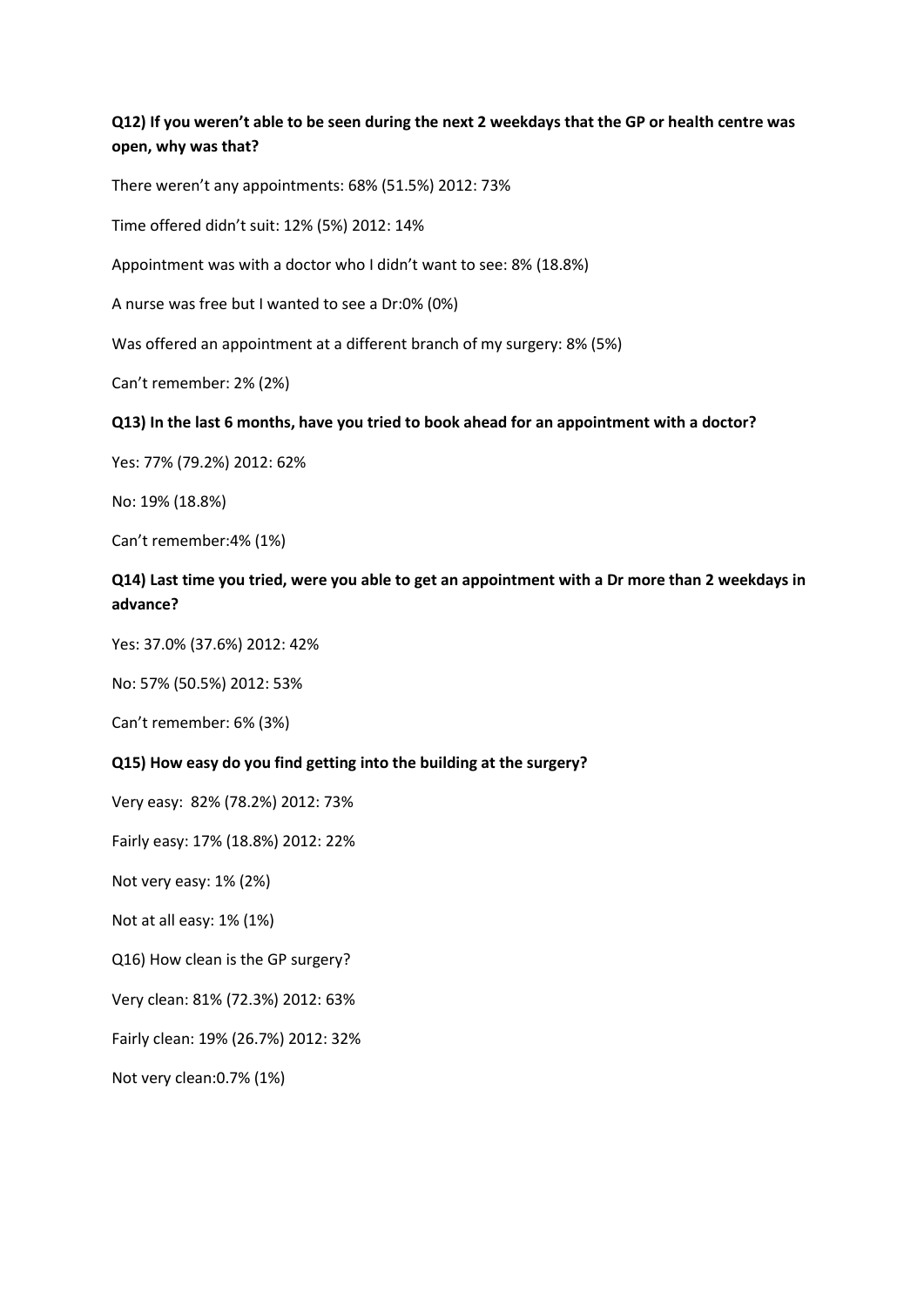**Q12) If you weren't able to be seen during the next 2 weekdays that the GP or health centre was open, why was that?**

There weren't any appointments: 68% (51.5%) 2012: 73%

Time offered didn't suit: 12% (5%) 2012: 14%

Appointment was with a doctor who I didn't want to see: 8% (18.8%)

A nurse was free but I wanted to see a Dr:0% (0%)

Was offered an appointment at a different branch of my surgery: 8% (5%)

Can't remember: 2% (2%)

**Q13) In the last 6 months, have you tried to book ahead for an appointment with a doctor?**

Yes: 77% (79.2%) 2012: 62%

No: 19% (18.8%)

Can't remember:4% (1%)

**Q14) Last time you tried, were you able to get an appointment with a Dr more than 2 weekdays in advance?**

Yes: 37.0% (37.6%) 2012: 42%

No: 57% (50.5%) 2012: 53%

Can't remember: 6% (3%)

**Q15) How easy do you find getting into the building at the surgery?**

Very easy: 82% (78.2%) 2012: 73%

Fairly easy: 17% (18.8%) 2012: 22%

Not very easy: 1% (2%)

Not at all easy: 1% (1%)

Q16) How clean is the GP surgery?

Very clean: 81% (72.3%) 2012: 63%

Fairly clean: 19% (26.7%) 2012: 32%

Not very clean:0.7% (1%)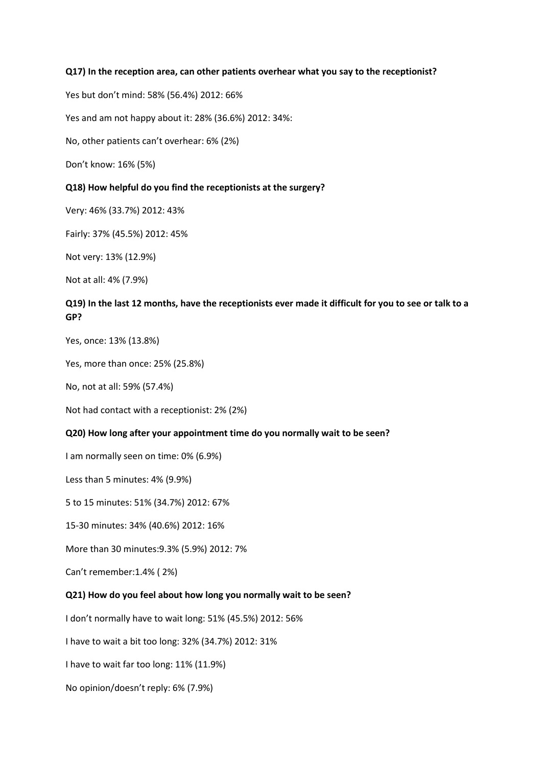**Q17) In the reception area, can other patients overhear what you say to the receptionist?**

Yes but don't mind: 58% (56.4%) 2012: 66%

Yes and am not happy about it: 28% (36.6%) 2012: 34%:

No, other patients can't overhear: 6% (2%)

Don't know: 16% (5%)

**Q18) How helpful do you find the receptionists at the surgery?**

Very: 46% (33.7%) 2012: 43%

Fairly: 37% (45.5%) 2012: 45%

Not very: 13% (12.9%)

Not at all: 4% (7.9%)

**Q19) In the last 12 months, have the receptionists ever made it difficult for you to see or talk to a GP?**

Yes, once: 13% (13.8%)

Yes, more than once: 25% (25.8%)

No, not at all: 59% (57.4%)

Not had contact with a receptionist: 2% (2%)

**Q20) How long after your appointment time do you normally wait to be seen?**

I am normally seen on time: 0% (6.9%)

Less than 5 minutes: 4% (9.9%)

5 to 15 minutes: 51% (34.7%) 2012: 67%

15-30 minutes: 34% (40.6%) 2012: 16%

More than 30 minutes:9.3% (5.9%) 2012: 7%

Can't remember:1.4% ( 2%)

**Q21) How do you feel about how long you normally wait to be seen?**

I don't normally have to wait long: 51% (45.5%) 2012: 56%

I have to wait a bit too long: 32% (34.7%) 2012: 31%

I have to wait far too long: 11% (11.9%)

No opinion/doesn't reply: 6% (7.9%)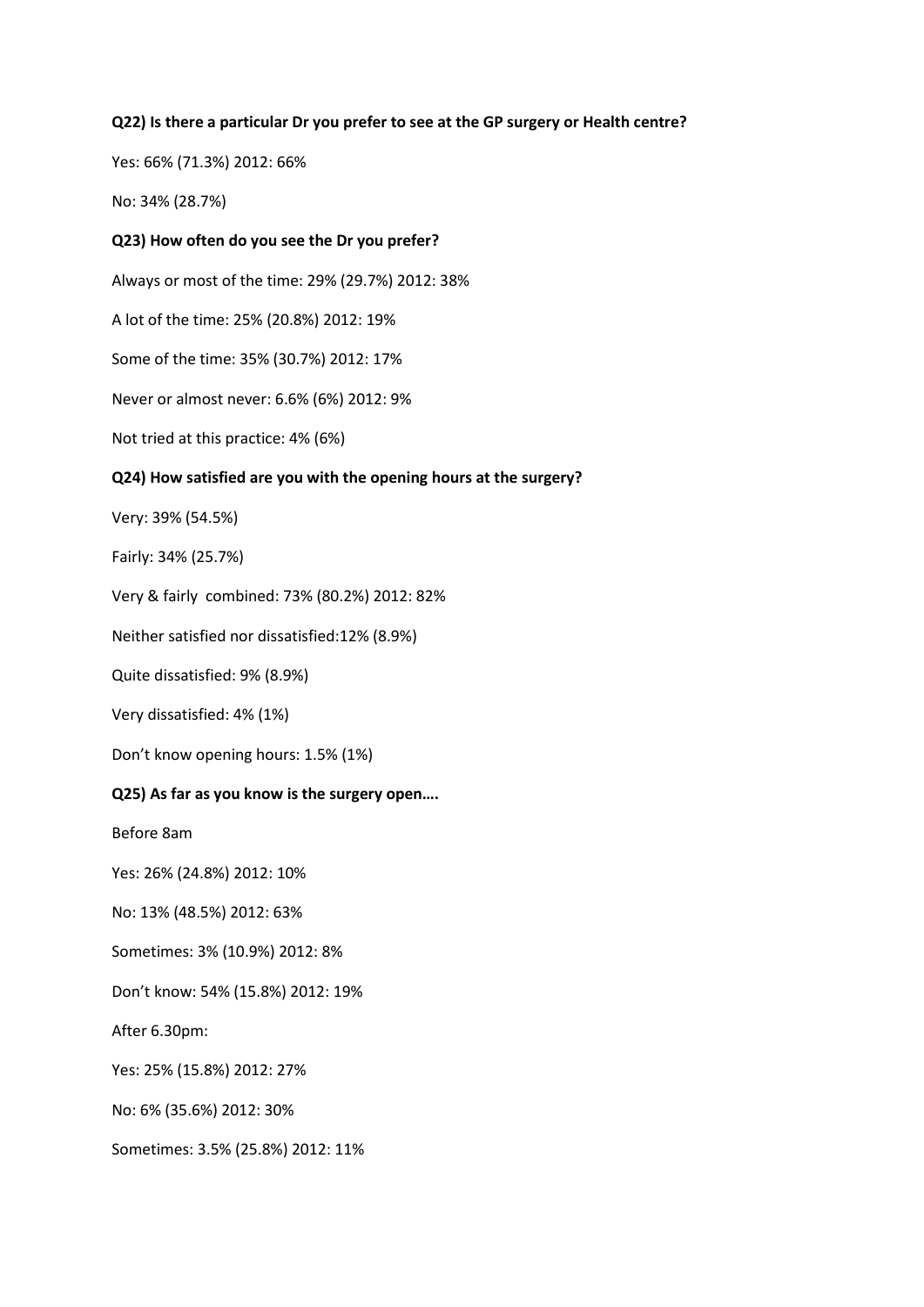**Q22) Is there a particular Dr you prefer to see at the GP surgery or Health centre?**

Yes: 66% (71.3%) 2012: 66%

No: 34% (28.7%)

**Q23) How often do you see the Dr you prefer?**

Always or most of the time: 29% (29.7%) 2012: 38%

A lot of the time: 25% (20.8%) 2012: 19%

Some of the time: 35% (30.7%) 2012: 17%

Never or almost never: 6.6% (6%) 2012: 9%

Not tried at this practice: 4% (6%)

**Q24) How satisfied are you with the opening hours at the surgery?**

Very: 39% (54.5%)

Fairly: 34% (25.7%)

Very & fairly combined: 73% (80.2%) 2012: 82%

Neither satisfied nor dissatisfied:12% (8.9%)

Quite dissatisfied: 9% (8.9%)

Very dissatisfied: 4% (1%)

Don't know opening hours: 1.5% (1%)

**Q25) As far as you know is the surgery open….**

Before 8am

Yes: 26% (24.8%) 2012: 10%

No: 13% (48.5%) 2012: 63%

Sometimes: 3% (10.9%) 2012: 8%

Don't know: 54% (15.8%) 2012: 19%

After 6.30pm:

Yes: 25% (15.8%) 2012: 27%

No: 6% (35.6%) 2012: 30%

Sometimes: 3.5% (25.8%) 2012: 11%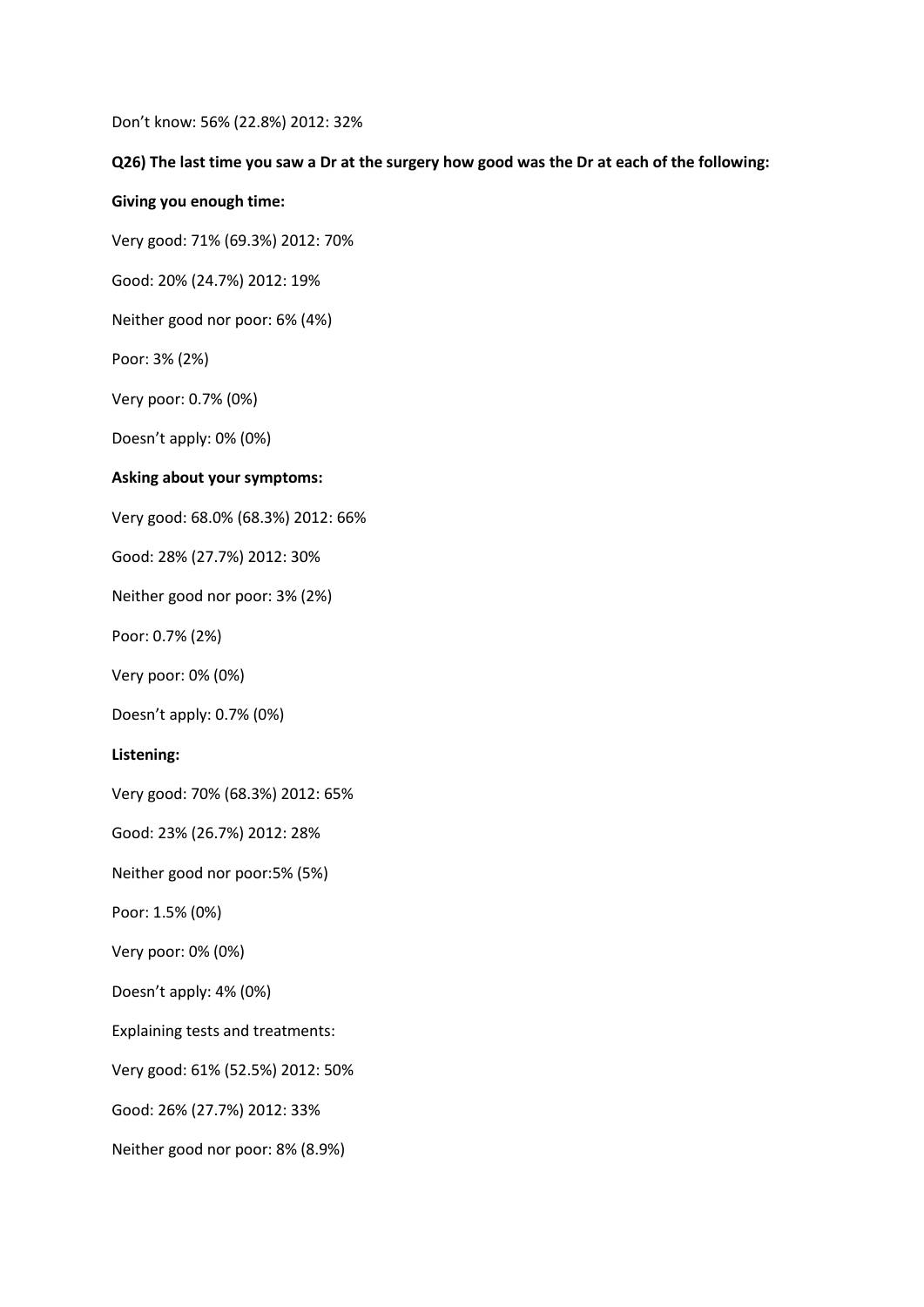Don't know: 56% (22.8%) 2012: 32%

**Q26) The last time you saw a Dr at the surgery how good was the Dr at each of the following:**

**Giving you enough time:**

Very good: 71% (69.3%) 2012: 70%

Good: 20% (24.7%) 2012: 19%

Neither good nor poor: 6% (4%)

Poor: 3% (2%)

Very poor: 0.7% (0%)

Doesn't apply: 0% (0%)

**Asking about your symptoms:**

Very good: 68.0% (68.3%) 2012: 66%

Good: 28% (27.7%) 2012: 30%

Neither good nor poor: 3% (2%)

Poor: 0.7% (2%)

Very poor: 0% (0%)

Doesn't apply: 0.7% (0%)

**Listening:**

Very good: 70% (68.3%) 2012: 65%

Good: 23% (26.7%) 2012: 28%

Neither good nor poor:5% (5%)

Poor: 1.5% (0%)

Very poor: 0% (0%)

Doesn't apply: 4% (0%)

Explaining tests and treatments:

Very good: 61% (52.5%) 2012: 50%

Good: 26% (27.7%) 2012: 33%

Neither good nor poor: 8% (8.9%)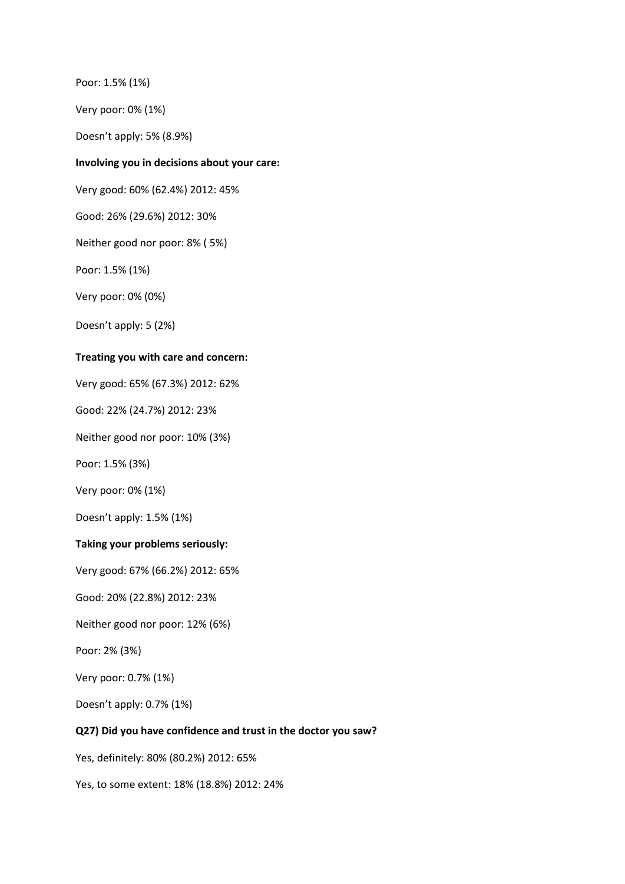Poor: 1.5% (1%)

Very poor: 0% (1%)

Doesn't apply: 5% (8.9%)

**Involving you in decisions about your care:**

Very good: 60% (62.4%) 2012: 45%

Good: 26% (29.6%) 2012: 30%

Neither good nor poor: 8% ( 5%)

Poor: 1.5% (1%)

Very poor: 0% (0%)

Doesn't apply: 5 (2%)

**Treating you with care and concern:**

Very good: 65% (67.3%) 2012: 62%

Good: 22% (24.7%) 2012: 23%

Neither good nor poor: 10% (3%)

Poor: 1.5% (3%)

Very poor: 0% (1%)

Doesn't apply: 1.5% (1%)

**Taking your problems seriously:**

Very good: 67% (66.2%) 2012: 65%

Good: 20% (22.8%) 2012: 23%

Neither good nor poor: 12% (6%)

Poor: 2% (3%)

Very poor: 0.7% (1%)

Doesn't apply: 0.7% (1%)

**Q27) Did you have confidence and trust in the doctor you saw?**

Yes, definitely: 80% (80.2%) 2012: 65%

Yes, to some extent: 18% (18.8%) 2012: 24%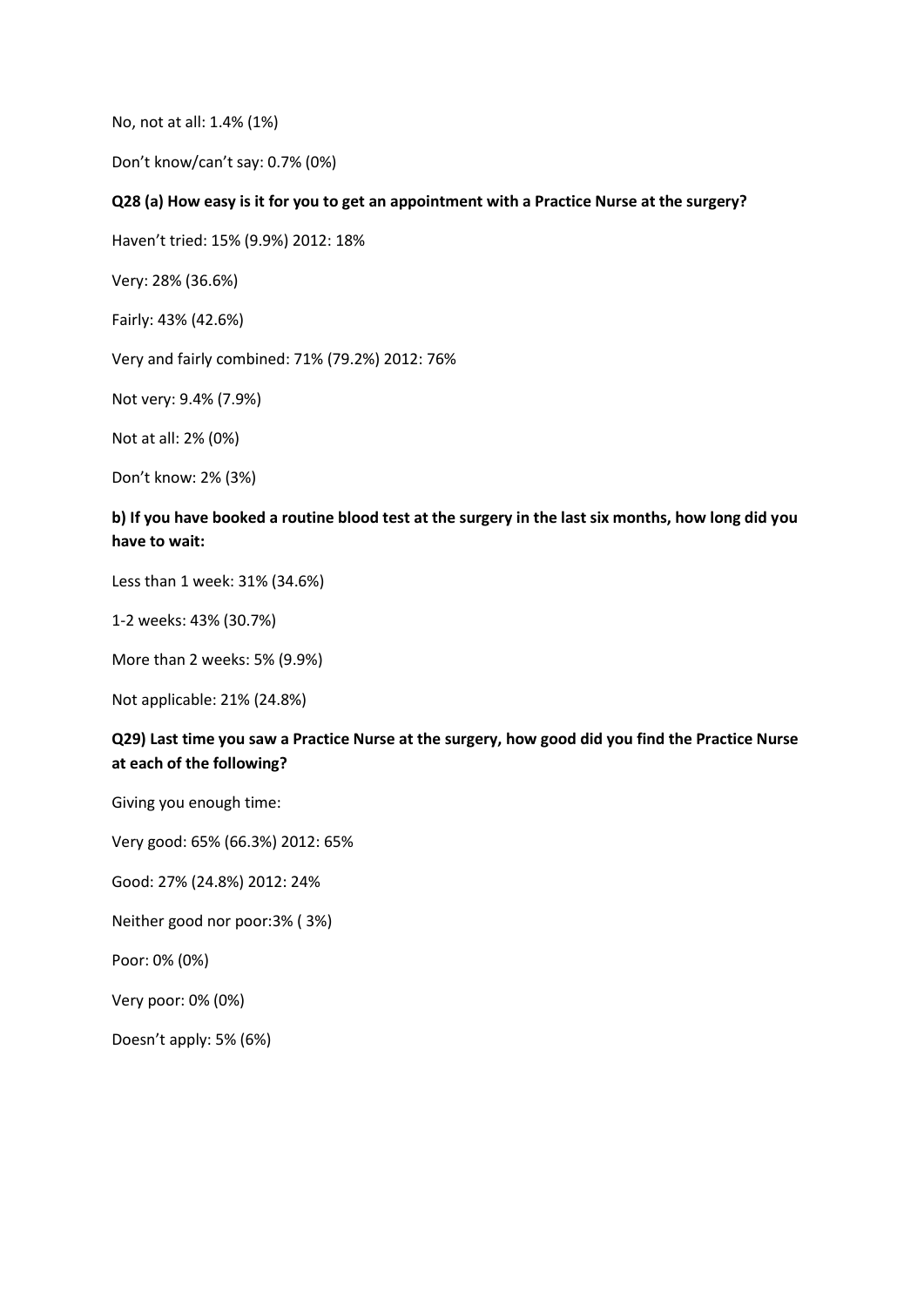No, not at all: 1.4% (1%)

Don't know/can't say: 0.7% (0%)

**Q28 (a) How easy is it for you to get an appointment with a Practice Nurse at the surgery?**

Haven't tried: 15% (9.9%) 2012: 18%

Very: 28% (36.6%)

Fairly: 43% (42.6%)

Very and fairly combined: 71% (79.2%) 2012: 76%

Not very: 9.4% (7.9%)

Not at all: 2% (0%)

Don't know: 2% (3%)

**b) If you have booked a routine blood test at the surgery in the last six months, how long did you have to wait:**

Less than 1 week: 31% (34.6%)

1-2 weeks: 43% (30.7%)

More than 2 weeks: 5% (9.9%)

Not applicable: 21% (24.8%)

**Q29) Last time you saw a Practice Nurse at the surgery, how good did you find the Practice Nurse at each of the following?**

Giving you enough time:

Very good: 65% (66.3%) 2012: 65%

Good: 27% (24.8%) 2012: 24%

Neither good nor poor:3% ( 3%)

Poor: 0% (0%)

Very poor: 0% (0%)

Doesn't apply: 5% (6%)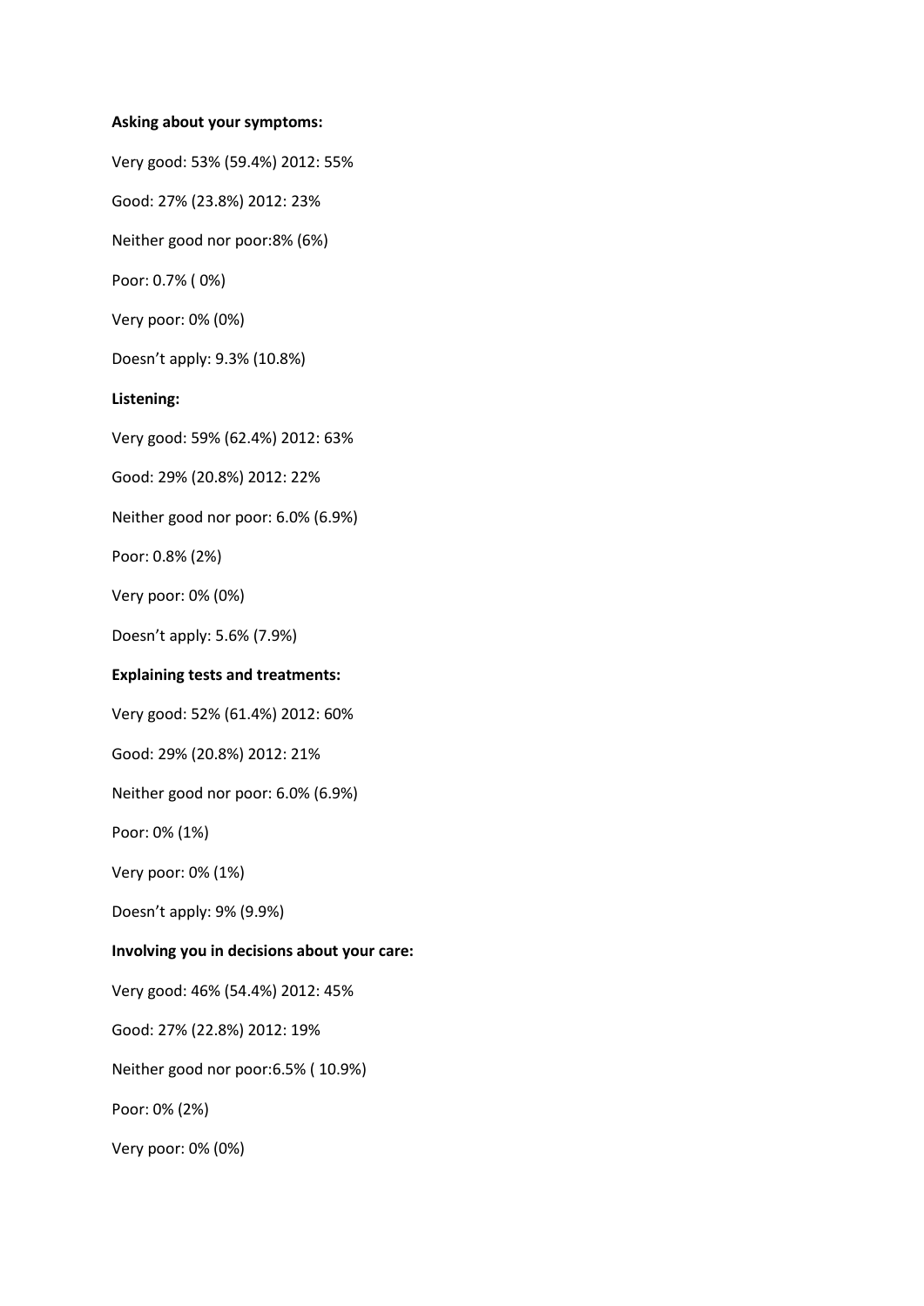**Asking about your symptoms:**

Very good: 53% (59.4%) 2012: 55%

Good: 27% (23.8%) 2012: 23%

Neither good nor poor:8% (6%)

Poor: 0.7% ( 0%)

Very poor: 0% (0%)

Doesn't apply: 9.3% (10.8%)

**Listening:**

Very good: 59% (62.4%) 2012: 63%

Good: 29% (20.8%) 2012: 22%

Neither good nor poor: 6.0% (6.9%)

Poor: 0.8% (2%)

Very poor: 0% (0%)

Doesn't apply: 5.6% (7.9%)

**Explaining tests and treatments:**

Very good: 52% (61.4%) 2012: 60%

Good: 29% (20.8%) 2012: 21%

Neither good nor poor: 6.0% (6.9%)

Poor: 0% (1%)

Very poor: 0% (1%)

Doesn't apply: 9% (9.9%)

**Involving you in decisions about your care:**

Very good: 46% (54.4%) 2012: 45%

Good: 27% (22.8%) 2012: 19%

Neither good nor poor:6.5% ( 10.9%)

Poor: 0% (2%)

Very poor: 0% (0%)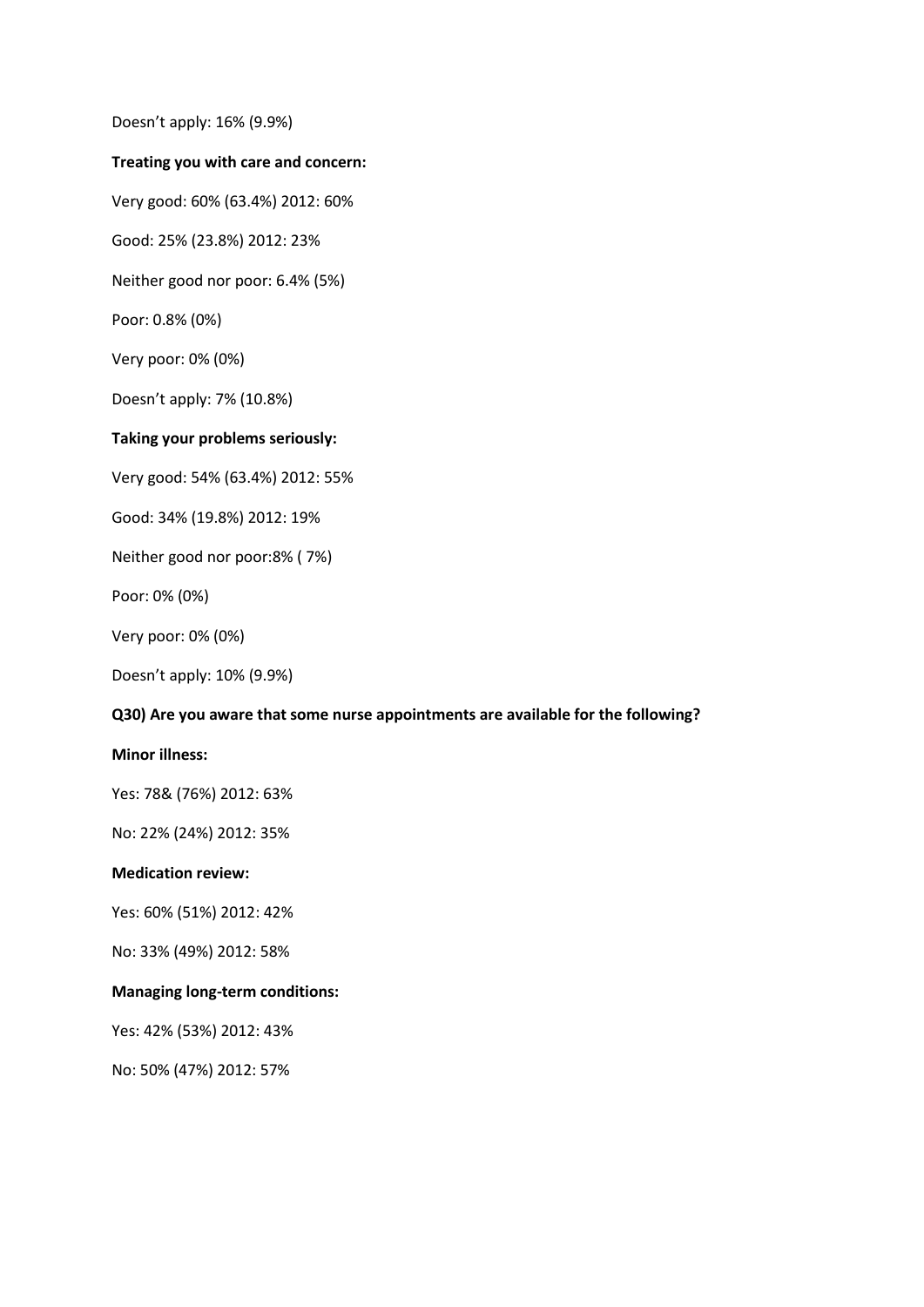Doesn't apply: 16% (9.9%)

**Treating you with care and concern:**

Very good: 60% (63.4%) 2012: 60%

Good: 25% (23.8%) 2012: 23%

Neither good nor poor: 6.4% (5%)

Poor: 0.8% (0%)

Very poor: 0% (0%)

Doesn't apply: 7% (10.8%)

**Taking your problems seriously:**

Very good: 54% (63.4%) 2012: 55%

Good: 34% (19.8%) 2012: 19%

Neither good nor poor:8% ( 7%)

Poor: 0% (0%)

Very poor: 0% (0%)

Doesn't apply: 10% (9.9%)

**Q30) Are you aware that some nurse appointments are available for the following?**

**Minor illness:**

Yes: 78& (76%) 2012: 63%

No: 22% (24%) 2012: 35%

**Medication review:**

Yes: 60% (51%) 2012: 42%

No: 33% (49%) 2012: 58%

**Managing long-term conditions:**

Yes: 42% (53%) 2012: 43%

No: 50% (47%) 2012: 57%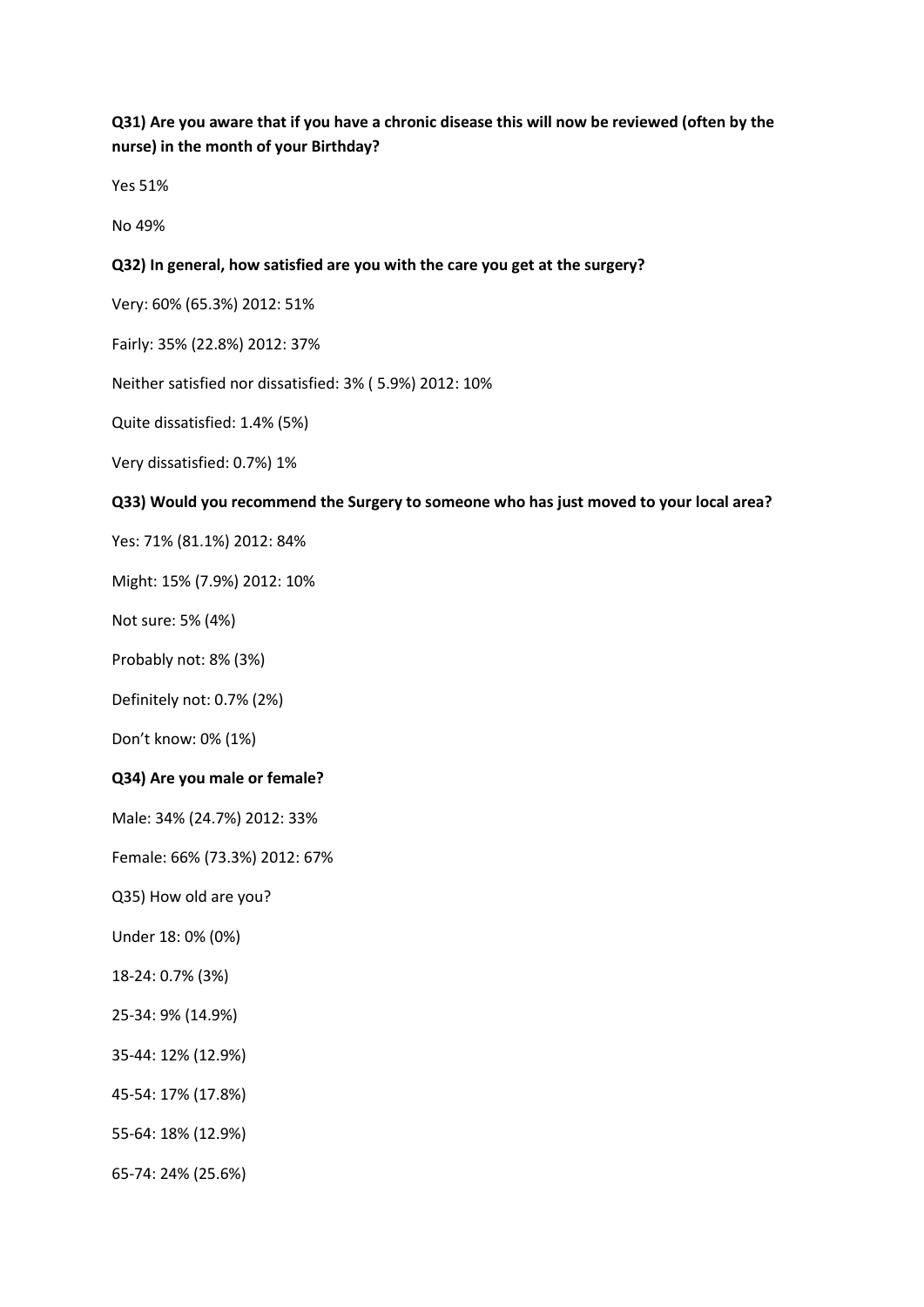**Q31) Are you aware that if you have a chronic disease this will now be reviewed (often by the nurse) in the month of your Birthday?**

Yes 51%

No 49%

**Q32) In general, how satisfied are you with the care you get at the surgery?**

Very: 60% (65.3%) 2012: 51%

Fairly: 35% (22.8%) 2012: 37%

Neither satisfied nor dissatisfied: 3% ( 5.9%) 2012: 10%

Quite dissatisfied: 1.4% (5%)

Very dissatisfied: 0.7%) 1%

**Q33) Would you recommend the Surgery to someone who has just moved to your local area?**

Yes: 71% (81.1%) 2012: 84%

Might: 15% (7.9%) 2012: 10%

Not sure: 5% (4%)

Probably not: 8% (3%)

Definitely not: 0.7% (2%)

Don't know: 0% (1%)

**Q34) Are you male or female?**

Male: 34% (24.7%) 2012: 33%

Female: 66% (73.3%) 2012: 67%

Q35) How old are you?

Under 18: 0% (0%)

18-24: 0.7% (3%)

25-34: 9% (14.9%)

35-44: 12% (12.9%)

45-54: 17% (17.8%)

55-64: 18% (12.9%)

65-74: 24% (25.6%)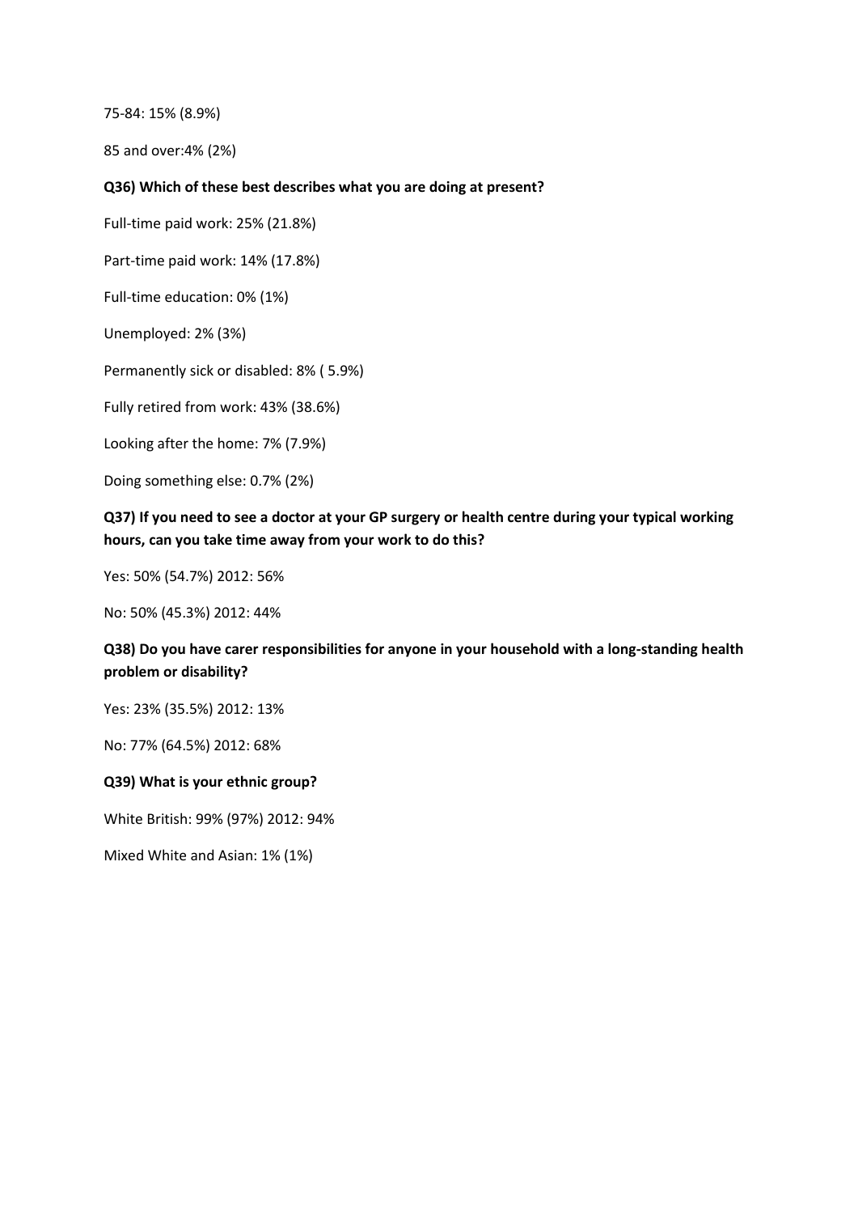75-84: 15% (8.9%)

85 and over:4% (2%)

**Q36) Which of these best describes what you are doing at present?**

Full-time paid work: 25% (21.8%)

Part-time paid work: 14% (17.8%)

Full-time education: 0% (1%)

Unemployed: 2% (3%)

Permanently sick or disabled: 8% ( 5.9%)

Fully retired from work: 43% (38.6%)

Looking after the home: 7% (7.9%)

Doing something else: 0.7% (2%)

**Q37) If you need to see a doctor at your GP surgery or health centre during your typical working hours, can you take time away from your work to do this?**

Yes: 50% (54.7%) 2012: 56%

No: 50% (45.3%) 2012: 44%

**Q38) Do you have carer responsibilities for anyone in your household with a long-standing health problem or disability?**

Yes: 23% (35.5%) 2012: 13%

No: 77% (64.5%) 2012: 68%

**Q39) What is your ethnic group?**

White British: 99% (97%) 2012: 94%

Mixed White and Asian: 1% (1%)